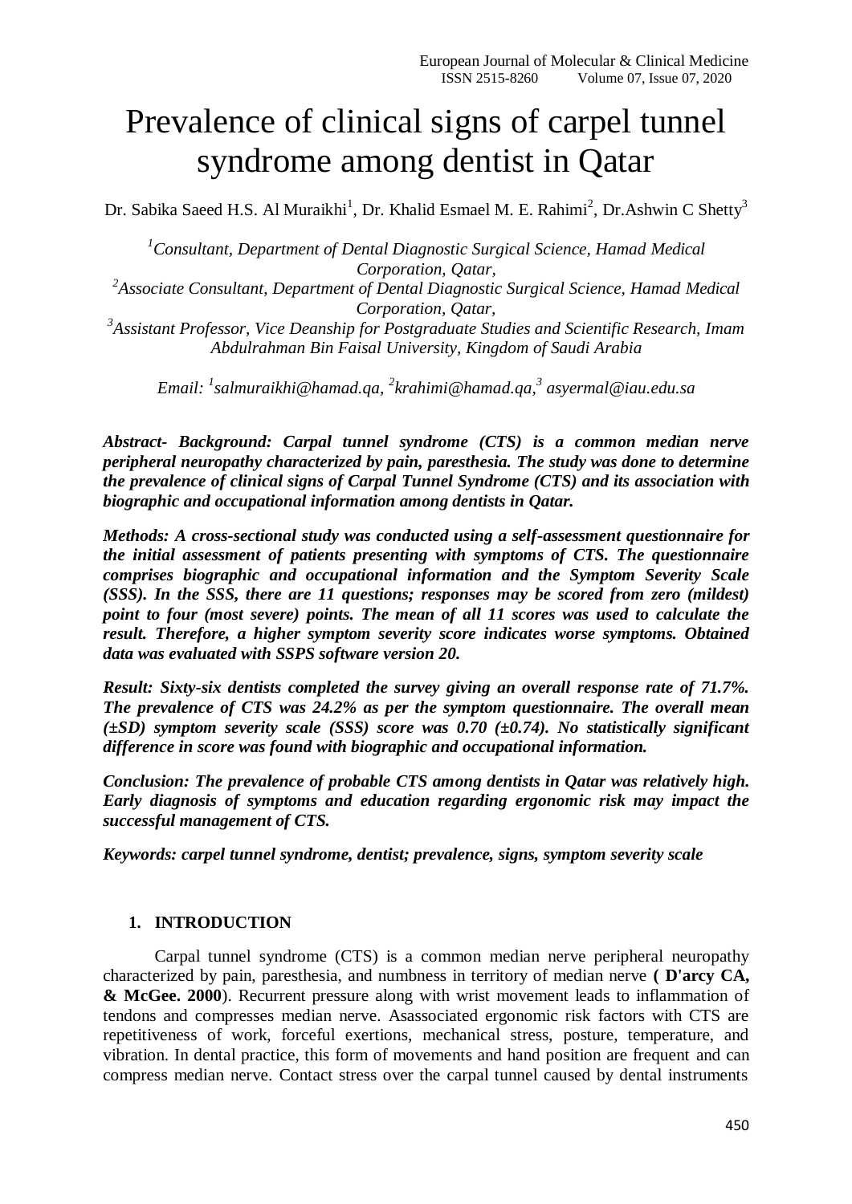# Prevalence of clinical signs of carpel tunnel syndrome among dentist in Qatar

Dr. Sabika Saeed H.S. Al Muraikhi[1], Dr. Khalid Esmael M. E. Rahimi[2], Dr.Ashwin C Shetty[3]

*[1]Consultant, Department of Dental Diagnostic Surgical Science, Hamad Medical Corporation, Qatar,*
*[2]Associate Consultant, Department of Dental Diagnostic Surgical Science, Hamad Medical Corporation, Qatar,*
*[3]Assistant Professor, Vice Deanship for Postgraduate Studies and Scientific Research, Imam Abdulrahman Bin Faisal University, Kingdom of Saudi Arabia*

*Email: [1]salmuraikhi@hamad.qa, [2]krahimi@hamad.qa,[3] asyermal@iau.edu.sa*

***Abstract- Background: Carpal tunnel syndrome (CTS) is a common median nerve peripheral neuropathy characterized by pain, paresthesia. The study was done to determine the prevalence of clinical signs of Carpal Tunnel Syndrome (CTS) and its association with biographic and occupational information among dentists in Qatar.***

***Methods: A cross-sectional study was conducted using a self-assessment questionnaire for the initial assessment of patients presenting with symptoms of CTS. The questionnaire comprises biographic and occupational information and the Symptom Severity Scale (SSS). In the SSS, there are 11 questions; responses may be scored from zero (mildest) point to four (most severe) points. The mean of all 11 scores was used to calculate the result. Therefore, a higher symptom severity score indicates worse symptoms. Obtained data was evaluated with SSPS software version 20.***

***Result: Sixty-six dentists completed the survey giving an overall response rate of 71.7%. The prevalence of CTS was 24.2% as per the symptom questionnaire. The overall mean (±SD) symptom severity scale (SSS) score was 0.70 (±0.74). No statistically significant difference in score was found with biographic and occupational information.***

***Conclusion: The prevalence of probable CTS among dentists in Qatar was relatively high. Early diagnosis of symptoms and education regarding ergonomic risk may impact the successful management of CTS.***

***Keywords: carpel tunnel syndrome, dentist; prevalence, signs, symptom severity scale***

## 1. INTRODUCTION

Carpal tunnel syndrome (CTS) is a common median nerve peripheral neuropathy characterized by pain, paresthesia, and numbness in territory of median nerve **( D'arcy CA, & McGee. 2000**). Recurrent pressure along with wrist movement leads to inflammation of tendons and compresses median nerve. Asassociated ergonomic risk factors with CTS are repetitiveness of work, forceful exertions, mechanical stress, posture, temperature, and vibration. In dental practice, this form of movements and hand position are frequent and can compress median nerve. Contact stress over the carpal tunnel caused by dental instruments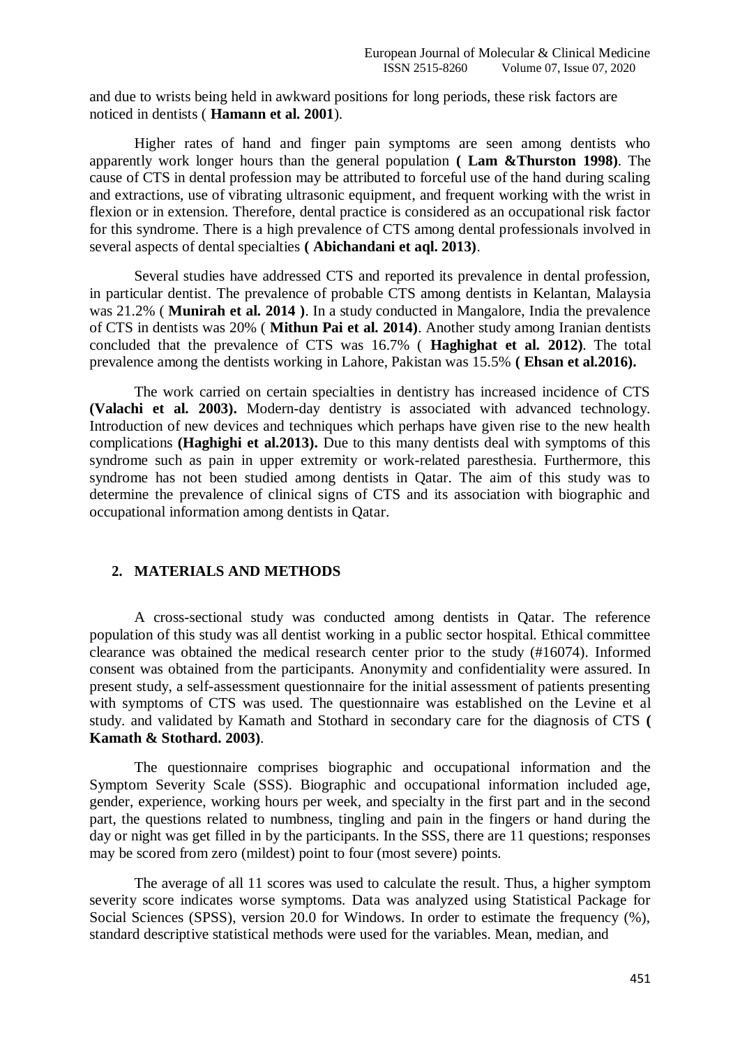and due to wrists being held in awkward positions for long periods, these risk factors are noticed in dentists ( **Hamann et al. 2001**).

Higher rates of hand and finger pain symptoms are seen among dentists who apparently work longer hours than the general population **( Lam &Thurston 1998)**. The cause of CTS in dental profession may be attributed to forceful use of the hand during scaling and extractions, use of vibrating ultrasonic equipment, and frequent working with the wrist in flexion or in extension. Therefore, dental practice is considered as an occupational risk factor for this syndrome. There is a high prevalence of CTS among dental professionals involved in several aspects of dental specialties **( Abichandani et aql. 2013)**.

Several studies have addressed CTS and reported its prevalence in dental profession, in particular dentist. The prevalence of probable CTS among dentists in Kelantan, Malaysia was 21.2% ( **Munirah et al. 2014 )**. In a study conducted in Mangalore, India the prevalence of CTS in dentists was 20% ( **Mithun Pai et al. 2014)**. Another study among Iranian dentists concluded that the prevalence of CTS was 16.7% ( **Haghighat et al. 2012)**. The total prevalence among the dentists working in Lahore, Pakistan was 15.5% **( Ehsan et al.2016).**

The work carried on certain specialties in dentistry has increased incidence of CTS **(Valachi et al. 2003).** Modern-day dentistry is associated with advanced technology. Introduction of new devices and techniques which perhaps have given rise to the new health complications **(Haghighi et al.2013).** Due to this many dentists deal with symptoms of this syndrome such as pain in upper extremity or work-related paresthesia. Furthermore, this syndrome has not been studied among dentists in Qatar. The aim of this study was to determine the prevalence of clinical signs of CTS and its association with biographic and occupational information among dentists in Qatar.

## 2. MATERIALS AND METHODS

A cross-sectional study was conducted among dentists in Qatar. The reference population of this study was all dentist working in a public sector hospital. Ethical committee clearance was obtained the medical research center prior to the study (#16074). Informed consent was obtained from the participants. Anonymity and confidentiality were assured. In present study, a self-assessment questionnaire for the initial assessment of patients presenting with symptoms of CTS was used. The questionnaire was established on the Levine et al study. and validated by Kamath and Stothard in secondary care for the diagnosis of CTS **( Kamath & Stothard. 2003)**.

The questionnaire comprises biographic and occupational information and the Symptom Severity Scale (SSS). Biographic and occupational information included age, gender, experience, working hours per week, and specialty in the first part and in the second part, the questions related to numbness, tingling and pain in the fingers or hand during the day or night was get filled in by the participants. In the SSS, there are 11 questions; responses may be scored from zero (mildest) point to four (most severe) points.

The average of all 11 scores was used to calculate the result. Thus, a higher symptom severity score indicates worse symptoms. Data was analyzed using Statistical Package for Social Sciences (SPSS), version 20.0 for Windows. In order to estimate the frequency (%), standard descriptive statistical methods were used for the variables. Mean, median, and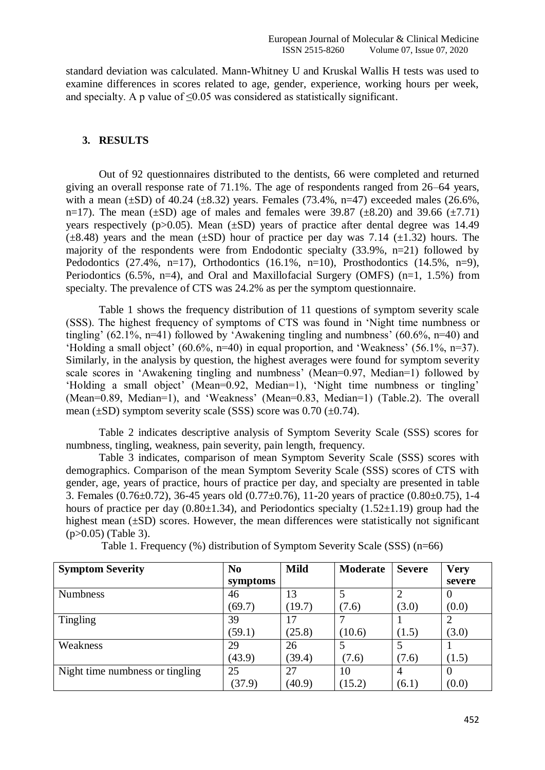standard deviation was calculated. Mann-Whitney U and Kruskal Wallis H tests was used to examine differences in scores related to age, gender, experience, working hours per week, and specialty. A p value of ≤0.05 was considered as statistically significant.

## 3. RESULTS

Out of 92 questionnaires distributed to the dentists, 66 were completed and returned giving an overall response rate of 71.1%. The age of respondents ranged from 26–64 years, with a mean (±SD) of 40.24 (±8.32) years. Females (73.4%, n=47) exceeded males (26.6%, n=17). The mean (±SD) age of males and females were 39.87 (±8.20) and 39.66 (±7.71) years respectively (p>0.05). Mean (±SD) years of practice after dental degree was 14.49 (±8.48) years and the mean (±SD) hour of practice per day was 7.14 (±1.32) hours. The majority of the respondents were from Endodontic specialty (33.9%, n=21) followed by Pedodontics (27.4%, n=17), Orthodontics (16.1%, n=10), Prosthodontics (14.5%, n=9), Periodontics (6.5%, n=4), and Oral and Maxillofacial Surgery (OMFS) (n=1, 1.5%) from specialty. The prevalence of CTS was 24.2% as per the symptom questionnaire.

Table 1 shows the frequency distribution of 11 questions of symptom severity scale (SSS). The highest frequency of symptoms of CTS was found in 'Night time numbness or tingling' (62.1%, n=41) followed by 'Awakening tingling and numbness' (60.6%, n=40) and 'Holding a small object' (60.6%, n=40) in equal proportion, and 'Weakness' (56.1%, n=37). Similarly, in the analysis by question, the highest averages were found for symptom severity scale scores in 'Awakening tingling and numbness' (Mean=0.97, Median=1) followed by 'Holding a small object' (Mean=0.92, Median=1), 'Night time numbness or tingling' (Mean=0.89, Median=1), and 'Weakness' (Mean=0.83, Median=1) (Table.2). The overall mean (±SD) symptom severity scale (SSS) score was 0.70 (±0.74).

Table 2 indicates descriptive analysis of Symptom Severity Scale (SSS) scores for numbness, tingling, weakness, pain severity, pain length, frequency.

Table 3 indicates, comparison of mean Symptom Severity Scale (SSS) scores with demographics. Comparison of the mean Symptom Severity Scale (SSS) scores of CTS with gender, age, years of practice, hours of practice per day, and specialty are presented in table 3. Females (0.76±0.72), 36-45 years old (0.77±0.76), 11-20 years of practice (0.80±0.75), 1-4 hours of practice per day (0.80±1.34), and Periodontics specialty (1.52±1.19) group had the highest mean (±SD) scores. However, the mean differences were statistically not significant (p>0.05) (Table 3).

Table 1. Frequency (%) distribution of Symptom Severity Scale (SSS) (n=66)

| Symptom Severity | No symptoms | Mild | Moderate | Severe | Very severe |
|---|---|---|---|---|---|
| Numbness | 46 (69.7) | 13 (19.7) | 5 (7.6) | 2 (3.0) | 0 (0.0) |
| Tingling | 39 (59.1) | 17 (25.8) | 7 (10.6) | 1 (1.5) | 2 (3.0) |
| Weakness | 29 (43.9) | 26 (39.4) | 5 (7.6) | 5 (7.6) | 1 (1.5) |
| Night time numbness or tingling | 25 (37.9) | 27 (40.9) | 10 (15.2) | 4 (6.1) | 0 (0.0) |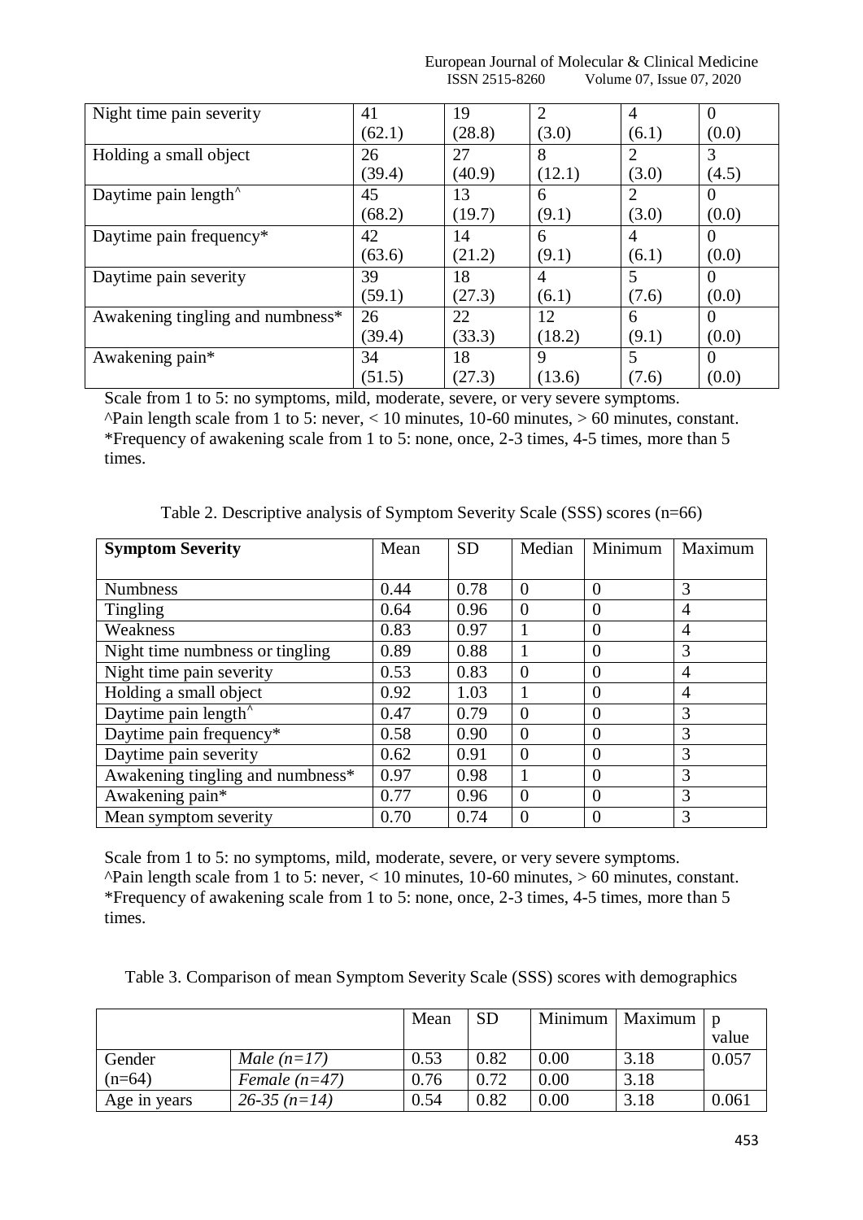| Night time pain severity | 41 (62.1) | 19 (28.8) | 2 (3.0) | 4 (6.1) | 0 (0.0) |
|---|---|---|---|---|---|
| Holding a small object | 26 (39.4) | 27 (40.9) | 8 (12.1) | 2 (3.0) | 3 (4.5) |
| Daytime pain length^ | 45 (68.2) | 13 (19.7) | 6 (9.1) | 2 (3.0) | 0 (0.0) |
| Daytime pain frequency* | 42 (63.6) | 14 (21.2) | 6 (9.1) | 4 (6.1) | 0 (0.0) |
| Daytime pain severity | 39 (59.1) | 18 (27.3) | 4 (6.1) | 5 (7.6) | 0 (0.0) |
| Awakening tingling and numbness* | 26 (39.4) | 22 (33.3) | 12 (18.2) | 6 (9.1) | 0 (0.0) |
| Awakening pain* | 34 (51.5) | 18 (27.3) | 9 (13.6) | 5 (7.6) | 0 (0.0) |

Scale from 1 to 5: no symptoms, mild, moderate, severe, or very severe symptoms.
^Pain length scale from 1 to 5: never, < 10 minutes, 10-60 minutes, > 60 minutes, constant.
*Frequency of awakening scale from 1 to 5: none, once, 2-3 times, 4-5 times, more than 5 times.

Table 2. Descriptive analysis of Symptom Severity Scale (SSS) scores (n=66)

| **Symptom Severity** | Mean | SD | Median | Minimum | Maximum |
|---|---|---|---|---|---|
| Numbness | 0.44 | 0.78 | 0 | 0 | 3 |
| Tingling | 0.64 | 0.96 | 0 | 0 | 4 |
| Weakness | 0.83 | 0.97 | 1 | 0 | 4 |
| Night time numbness or tingling | 0.89 | 0.88 | 1 | 0 | 3 |
| Night time pain severity | 0.53 | 0.83 | 0 | 0 | 4 |
| Holding a small object | 0.92 | 1.03 | 1 | 0 | 4 |
| Daytime pain length^ | 0.47 | 0.79 | 0 | 0 | 3 |
| Daytime pain frequency* | 0.58 | 0.90 | 0 | 0 | 3 |
| Daytime pain severity | 0.62 | 0.91 | 0 | 0 | 3 |
| Awakening tingling and numbness* | 0.97 | 0.98 | 1 | 0 | 3 |
| Awakening pain* | 0.77 | 0.96 | 0 | 0 | 3 |
| Mean symptom severity | 0.70 | 0.74 | 0 | 0 | 3 |

Scale from 1 to 5: no symptoms, mild, moderate, severe, or very severe symptoms.
^Pain length scale from 1 to 5: never, < 10 minutes, 10-60 minutes, > 60 minutes, constant.
*Frequency of awakening scale from 1 to 5: none, once, 2-3 times, 4-5 times, more than 5 times.

Table 3. Comparison of mean Symptom Severity Scale (SSS) scores with demographics

| | | Mean | SD | Minimum | Maximum | p value |
|---|---|---|---|---|---|---|
| Gender (n=64) | *Male (n=17)* | 0.53 | 0.82 | 0.00 | 3.18 | 0.057 |
| | *Female (n=47)* | 0.76 | 0.72 | 0.00 | 3.18 | |
| Age in years | *26-35 (n=14)* | 0.54 | 0.82 | 0.00 | 3.18 | 0.061 |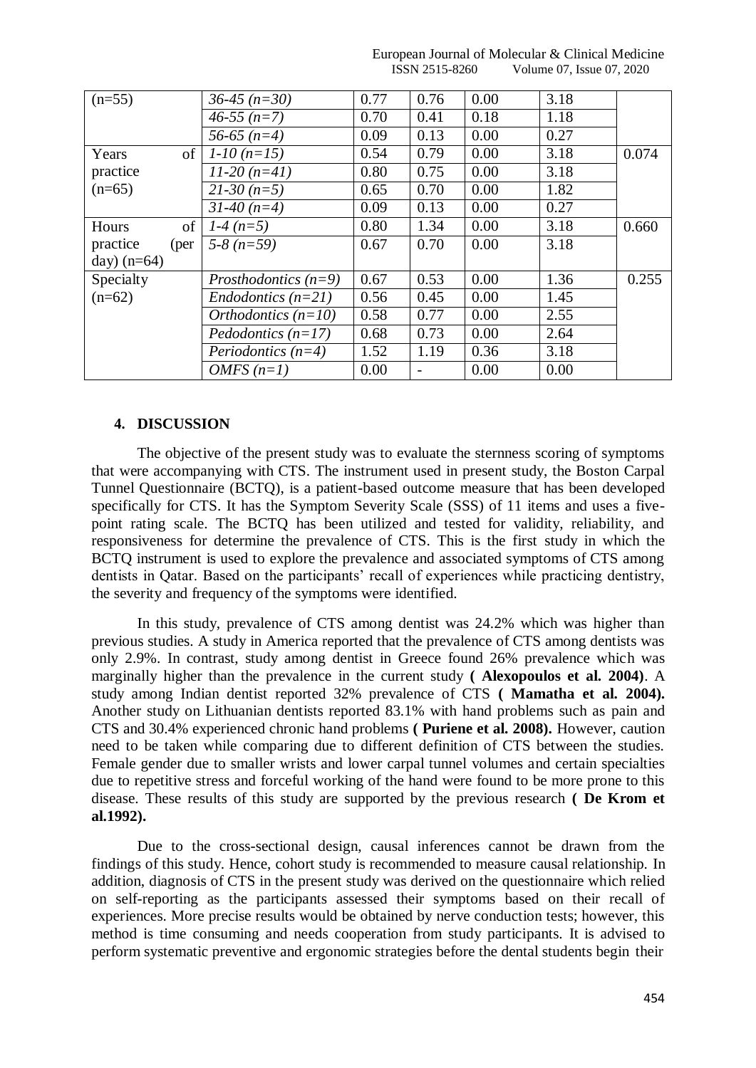| (n=55) | *36-45 (n=30)* | 0.77 | 0.76 | 0.00 | 3.18 | |
|---|---|---|---|---|---|---|
| | *46-55 (n=7)* | 0.70 | 0.41 | 0.18 | 1.18 | |
| | *56-65 (n=4)* | 0.09 | 0.13 | 0.00 | 0.27 | |
| Years of practice (n=65) | *1-10 (n=15)* | 0.54 | 0.79 | 0.00 | 3.18 | 0.074 |
| | *11-20 (n=41)* | 0.80 | 0.75 | 0.00 | 3.18 | |
| | *21-30 (n=5)* | 0.65 | 0.70 | 0.00 | 1.82 | |
| | *31-40 (n=4)* | 0.09 | 0.13 | 0.00 | 0.27 | |
| Hours of practice (per day) (n=64) | *1-4 (n=5)* | 0.80 | 1.34 | 0.00 | 3.18 | 0.660 |
| | *5-8 (n=59)* | 0.67 | 0.70 | 0.00 | 3.18 | |
| Specialty (n=62) | *Prosthodontics (n=9)* | 0.67 | 0.53 | 0.00 | 1.36 | 0.255 |
| | *Endodontics (n=21)* | 0.56 | 0.45 | 0.00 | 1.45 | |
| | *Orthodontics (n=10)* | 0.58 | 0.77 | 0.00 | 2.55 | |
| | *Pedodontics (n=17)* | 0.68 | 0.73 | 0.00 | 2.64 | |
| | *Periodontics (n=4)* | 1.52 | 1.19 | 0.36 | 3.18 | |
| | *OMFS (n=1)* | 0.00 | - | 0.00 | 0.00 | |

## 4. DISCUSSION

The objective of the present study was to evaluate the sternness scoring of symptoms that were accompanying with CTS. The instrument used in present study, the Boston Carpal Tunnel Questionnaire (BCTQ), is a patient-based outcome measure that has been developed specifically for CTS. It has the Symptom Severity Scale (SSS) of 11 items and uses a five-point rating scale. The BCTQ has been utilized and tested for validity, reliability, and responsiveness for determine the prevalence of CTS. This is the first study in which the BCTQ instrument is used to explore the prevalence and associated symptoms of CTS among dentists in Qatar. Based on the participants' recall of experiences while practicing dentistry, the severity and frequency of the symptoms were identified.

In this study, prevalence of CTS among dentist was 24.2% which was higher than previous studies. A study in America reported that the prevalence of CTS among dentists was only 2.9%. In contrast, study among dentist in Greece found 26% prevalence which was marginally higher than the prevalence in the current study **( Alexopoulos et al. 2004)**. A study among Indian dentist reported 32% prevalence of CTS **( Mamatha et al. 2004).** Another study on Lithuanian dentists reported 83.1% with hand problems such as pain and CTS and 30.4% experienced chronic hand problems **( Puriene et al. 2008).** However, caution need to be taken while comparing due to different definition of CTS between the studies. Female gender due to smaller wrists and lower carpal tunnel volumes and certain specialties due to repetitive stress and forceful working of the hand were found to be more prone to this disease. These results of this study are supported by the previous research **( De Krom et al.1992).**

Due to the cross-sectional design, causal inferences cannot be drawn from the findings of this study. Hence, cohort study is recommended to measure causal relationship. In addition, diagnosis of CTS in the present study was derived on the questionnaire which relied on self-reporting as the participants assessed their symptoms based on their recall of experiences. More precise results would be obtained by nerve conduction tests; however, this method is time consuming and needs cooperation from study participants. It is advised to perform systematic preventive and ergonomic strategies before the dental students begin their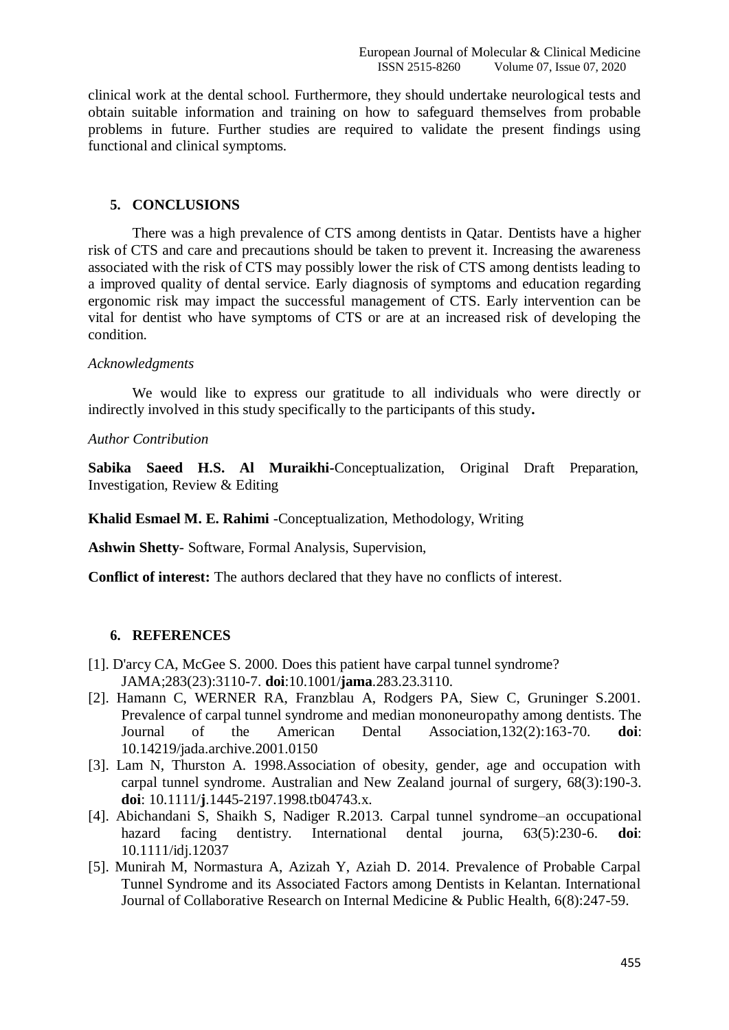clinical work at the dental school. Furthermore, they should undertake neurological tests and obtain suitable information and training on how to safeguard themselves from probable problems in future. Further studies are required to validate the present findings using functional and clinical symptoms.

## 5. CONCLUSIONS

There was a high prevalence of CTS among dentists in Qatar. Dentists have a higher risk of CTS and care and precautions should be taken to prevent it. Increasing the awareness associated with the risk of CTS may possibly lower the risk of CTS among dentists leading to a improved quality of dental service. Early diagnosis of symptoms and education regarding ergonomic risk may impact the successful management of CTS. Early intervention can be vital for dentist who have symptoms of CTS or are at an increased risk of developing the condition.

*Acknowledgments*

We would like to express our gratitude to all individuals who were directly or indirectly involved in this study specifically to the participants of this study**.**

*Author Contribution*

**Sabika Saeed H.S. Al Muraikhi**-Conceptualization, Original Draft Preparation, Investigation, Review & Editing

**Khalid Esmael M. E. Rahimi** -Conceptualization, Methodology, Writing

**Ashwin Shetty**- Software, Formal Analysis, Supervision,

**Conflict of interest:** The authors declared that they have no conflicts of interest.

## 6. REFERENCES

[1]. D'arcy CA, McGee S. 2000. Does this patient have carpal tunnel syndrome? JAMA;283(23):3110-7. **doi**:10.1001/**jama**.283.23.3110.

[2]. Hamann C, WERNER RA, Franzblau A, Rodgers PA, Siew C, Gruninger S.2001. Prevalence of carpal tunnel syndrome and median mononeuropathy among dentists. The Journal of the American Dental Association,132(2):163-70. **doi**: 10.14219/jada.archive.2001.0150

[3]. Lam N, Thurston A. 1998.Association of obesity, gender, age and occupation with carpal tunnel syndrome. Australian and New Zealand journal of surgery, 68(3):190-3. **doi**: 10.1111/**j**.1445-2197.1998.tb04743.x.

[4]. Abichandani S, Shaikh S, Nadiger R.2013. Carpal tunnel syndrome–an occupational hazard facing dentistry. International dental journa, 63(5):230-6. **doi**: 10.1111/idj.12037

[5]. Munirah M, Normastura A, Azizah Y, Aziah D. 2014. Prevalence of Probable Carpal Tunnel Syndrome and its Associated Factors among Dentists in Kelantan. International Journal of Collaborative Research on Internal Medicine & Public Health, 6(8):247-59.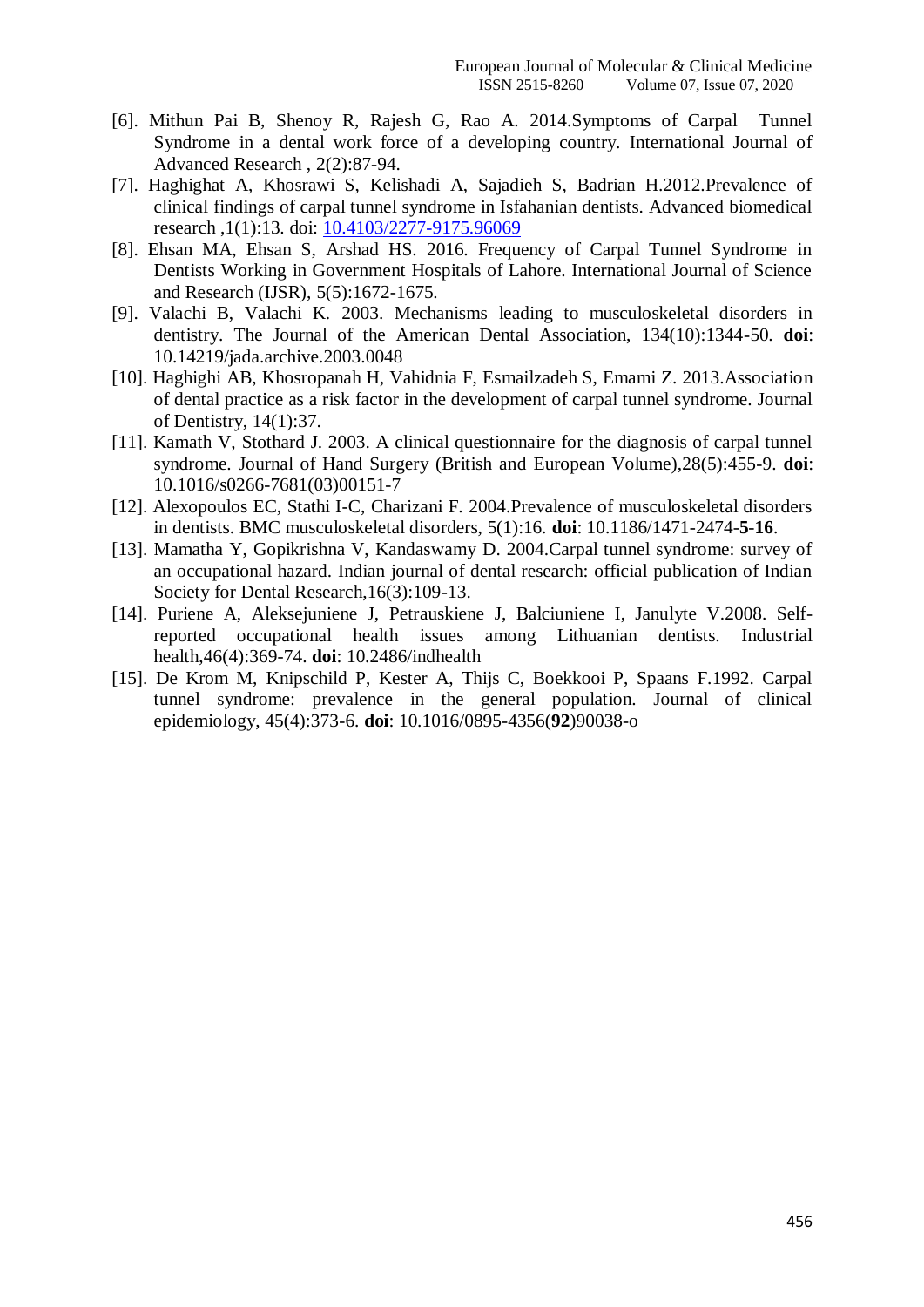[6]. Mithun Pai B, Shenoy R, Rajesh G, Rao A. 2014.Symptoms of Carpal Tunnel Syndrome in a dental work force of a developing country. International Journal of Advanced Research , 2(2):87-94.

[7]. Haghighat A, Khosrawi S, Kelishadi A, Sajadieh S, Badrian H.2012.Prevalence of clinical findings of carpal tunnel syndrome in Isfahanian dentists. Advanced biomedical research ,1(1):13. doi: 10.4103/2277-9175.96069

[8]. Ehsan MA, Ehsan S, Arshad HS. 2016. Frequency of Carpal Tunnel Syndrome in Dentists Working in Government Hospitals of Lahore. International Journal of Science and Research (IJSR), 5(5):1672-1675.

[9]. Valachi B, Valachi K. 2003. Mechanisms leading to musculoskeletal disorders in dentistry. The Journal of the American Dental Association, 134(10):1344-50. **doi**: 10.14219/jada.archive.2003.0048

[10]. Haghighi AB, Khosropanah H, Vahidnia F, Esmailzadeh S, Emami Z. 2013.Association of dental practice as a risk factor in the development of carpal tunnel syndrome. Journal of Dentistry, 14(1):37.

[11]. Kamath V, Stothard J. 2003. A clinical questionnaire for the diagnosis of carpal tunnel syndrome. Journal of Hand Surgery (British and European Volume),28(5):455-9. **doi**: 10.1016/s0266-7681(03)00151-7

[12]. Alexopoulos EC, Stathi I-C, Charizani F. 2004.Prevalence of musculoskeletal disorders in dentists. BMC musculoskeletal disorders, 5(1):16. **doi**: 10.1186/1471-2474-**5**-**16**.

[13]. Mamatha Y, Gopikrishna V, Kandaswamy D. 2004.Carpal tunnel syndrome: survey of an occupational hazard. Indian journal of dental research: official publication of Indian Society for Dental Research,16(3):109-13.

[14]. Puriene A, Aleksejuniene J, Petrauskiene J, Balciuniene I, Janulyte V.2008. Self-reported occupational health issues among Lithuanian dentists. Industrial health,46(4):369-74. **doi**: 10.2486/indhealth

[15]. De Krom M, Knipschild P, Kester A, Thijs C, Boekkooi P, Spaans F.1992. Carpal tunnel syndrome: prevalence in the general population. Journal of clinical epidemiology, 45(4):373-6. **doi**: 10.1016/0895-4356(**92**)90038-o